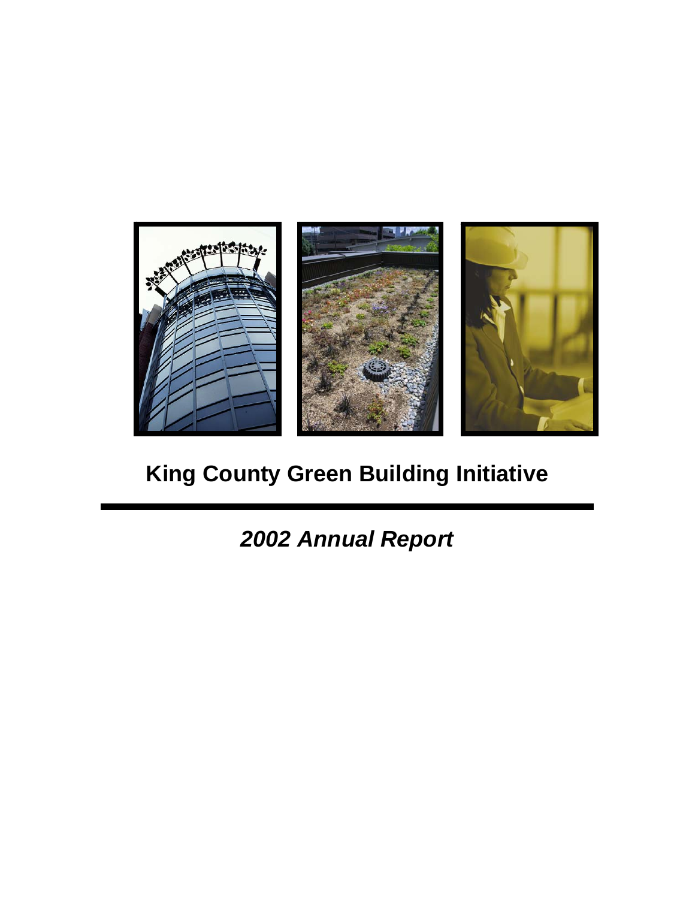# King County Green Building Initiative

## *2002 Annual Report*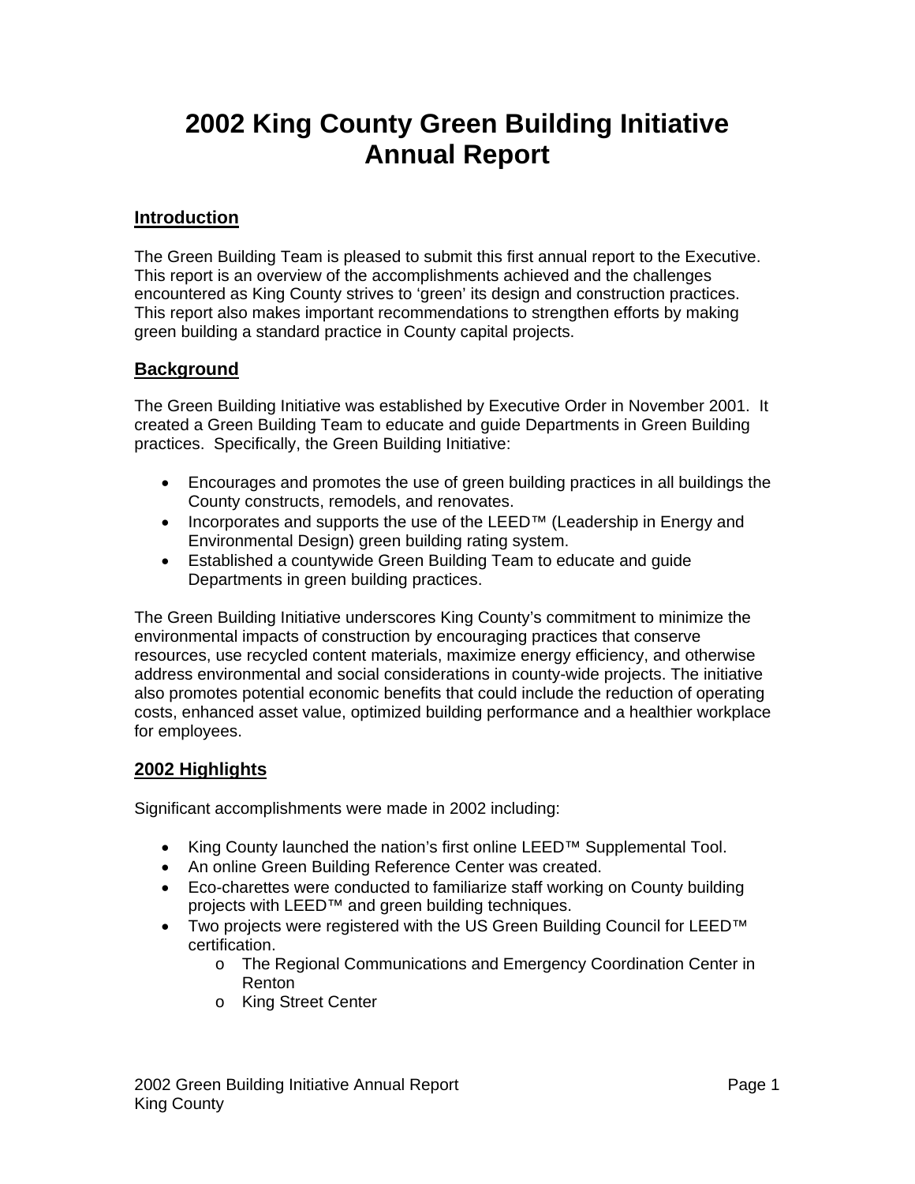# 2002 King County Green Building Initiative Annual Report

## Introduction

The Green Building Team is pleased to submit this first annual report to the Executive. This report is an overview of the accomplishments achieved and the challenges encountered as King County strives to 'green' its design and construction practices. This report also makes important recommendations to strengthen efforts by making green building a standard practice in County capital projects.

## Background

The Green Building Initiative was established by Executive Order in November 2001. It created a Green Building Team to educate and guide Departments in Green Building practices. Specifically, the Green Building Initiative:

- Encourages and promotes the use of green building practices in all buildings the County constructs, remodels, and renovates.
- Incorporates and supports the use of the LEED™ (Leadership in Energy and Environmental Design) green building rating system.
- Established a countywide Green Building Team to educate and guide Departments in green building practices.

The Green Building Initiative underscores King County's commitment to minimize the environmental impacts of construction by encouraging practices that conserve resources, use recycled content materials, maximize energy efficiency, and otherwise address environmental and social considerations in county-wide projects. The initiative also promotes potential economic benefits that could include the reduction of operating costs, enhanced asset value, optimized building performance and a healthier workplace for employees.

## 2002 Highlights

Significant accomplishments were made in 2002 including:

- King County launched the nation's first online LEED™ Supplemental Tool.
- An online Green Building Reference Center was created.
- Eco-charettes were conducted to familiarize staff working on County building projects with LEED™ and green building techniques.
- Two projects were registered with the US Green Building Council for LEED™ certification.
  - The Regional Communications and Emergency Coordination Center in Renton
  - King Street Center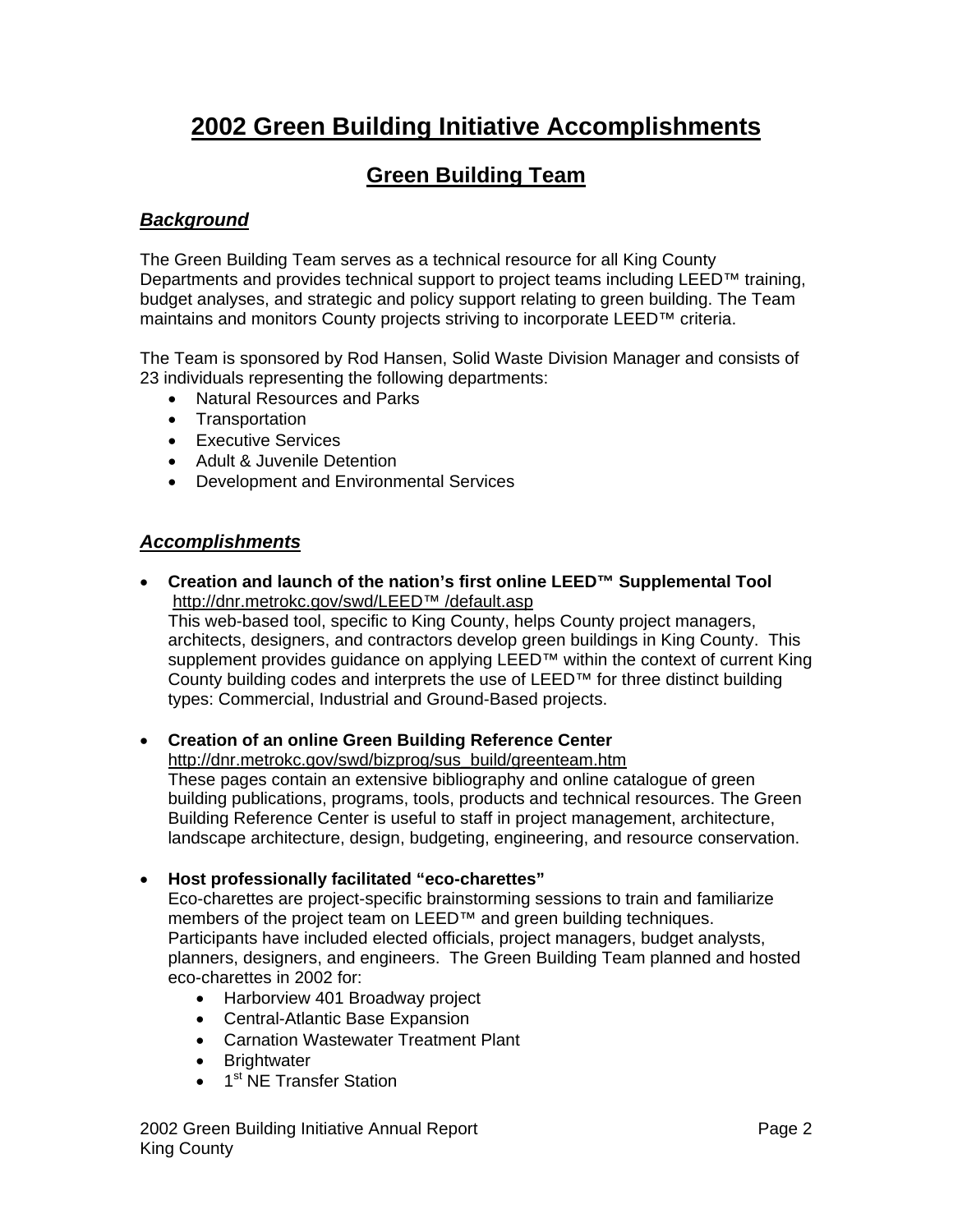# 2002 Green Building Initiative Accomplishments

## Green Building Team

### *Background*

The Green Building Team serves as a technical resource for all King County Departments and provides technical support to project teams including LEED™ training, budget analyses, and strategic and policy support relating to green building. The Team maintains and monitors County projects striving to incorporate LEED™ criteria.

The Team is sponsored by Rod Hansen, Solid Waste Division Manager and consists of 23 individuals representing the following departments:

- Natural Resources and Parks
- Transportation
- Executive Services
- Adult & Juvenile Detention
- Development and Environmental Services

### *Accomplishments*

- **Creation and launch of the nation's first online LEED™ Supplemental Tool**
  http://dnr.metrokc.gov/swd/LEED™ /default.asp
  This web-based tool, specific to King County, helps County project managers, architects, designers, and contractors develop green buildings in King County. This supplement provides guidance on applying LEED™ within the context of current King County building codes and interprets the use of LEED™ for three distinct building types: Commercial, Industrial and Ground-Based projects.

- **Creation of an online Green Building Reference Center**
  http://dnr.metrokc.gov/swd/bizprog/sus_build/greenteam.htm
  These pages contain an extensive bibliography and online catalogue of green building publications, programs, tools, products and technical resources. The Green Building Reference Center is useful to staff in project management, architecture, landscape architecture, design, budgeting, engineering, and resource conservation.

- **Host professionally facilitated "eco-charettes"**
  Eco-charettes are project-specific brainstorming sessions to train and familiarize members of the project team on LEED™ and green building techniques. Participants have included elected officials, project managers, budget analysts, planners, designers, and engineers. The Green Building Team planned and hosted eco-charettes in 2002 for:
  - Harborview 401 Broadway project
  - Central-Atlantic Base Expansion
  - Carnation Wastewater Treatment Plant
  - Brightwater
  - 1st NE Transfer Station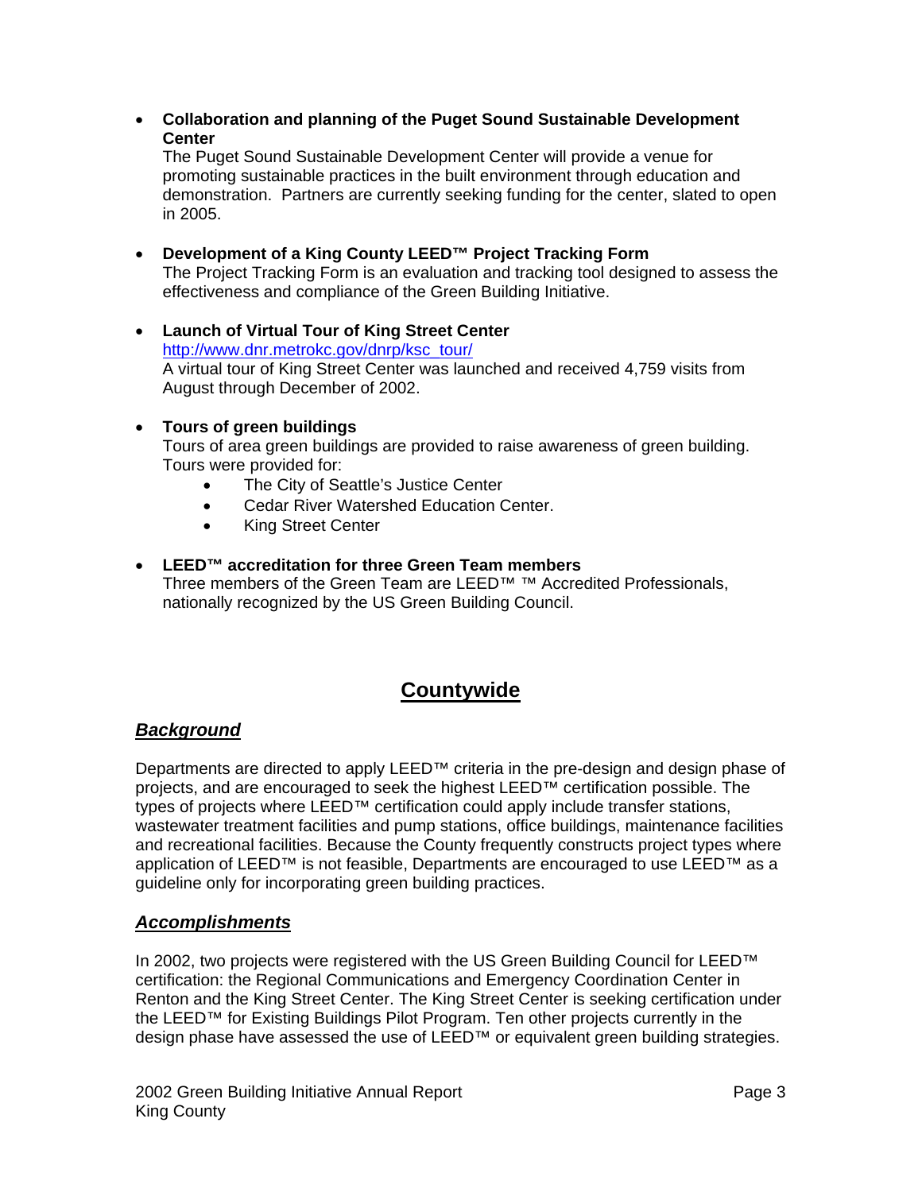- **Collaboration and planning of the Puget Sound Sustainable Development Center**
  The Puget Sound Sustainable Development Center will provide a venue for promoting sustainable practices in the built environment through education and demonstration. Partners are currently seeking funding for the center, slated to open in 2005.

- **Development of a King County LEED™ Project Tracking Form**
  The Project Tracking Form is an evaluation and tracking tool designed to assess the effectiveness and compliance of the Green Building Initiative.

- **Launch of Virtual Tour of King Street Center**
  http://www.dnr.metrokc.gov/dnrp/ksc_tour/
  A virtual tour of King Street Center was launched and received 4,759 visits from August through December of 2002.

- **Tours of green buildings**
  Tours of area green buildings are provided to raise awareness of green building. Tours were provided for:
  - The City of Seattle's Justice Center
  - Cedar River Watershed Education Center.
  - King Street Center

- **LEED™ accreditation for three Green Team members**
  Three members of the Green Team are LEED™ ™ Accredited Professionals, nationally recognized by the US Green Building Council.

# Countywide

## ***Background***

Departments are directed to apply LEED™ criteria in the pre-design and design phase of projects, and are encouraged to seek the highest LEED™ certification possible. The types of projects where LEED™ certification could apply include transfer stations, wastewater treatment facilities and pump stations, office buildings, maintenance facilities and recreational facilities. Because the County frequently constructs project types where application of LEED™ is not feasible, Departments are encouraged to use LEED™ as a guideline only for incorporating green building practices.

## ***Accomplishments***

In 2002, two projects were registered with the US Green Building Council for LEED™ certification: the Regional Communications and Emergency Coordination Center in Renton and the King Street Center. The King Street Center is seeking certification under the LEED™ for Existing Buildings Pilot Program. Ten other projects currently in the design phase have assessed the use of LEED™ or equivalent green building strategies.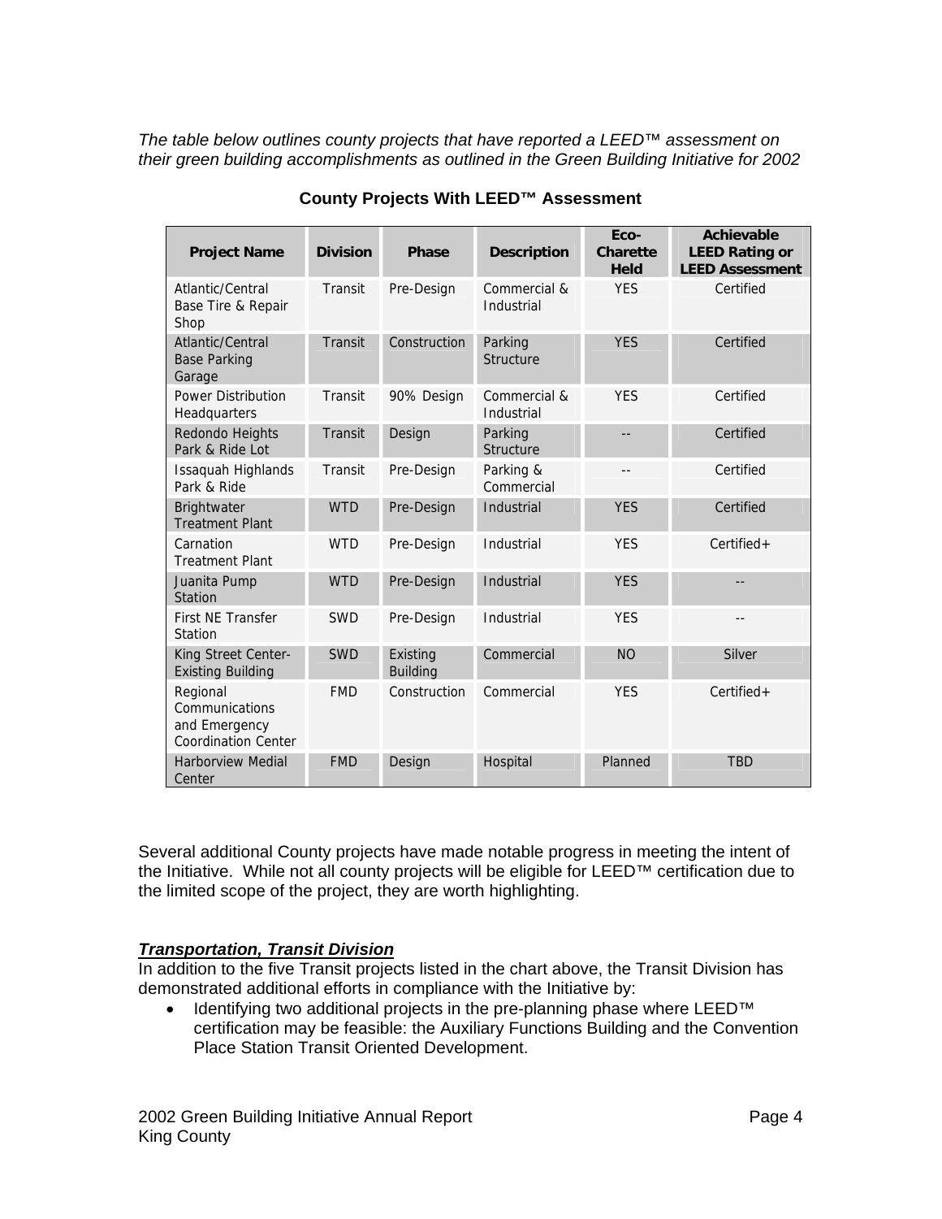*The table below outlines county projects that have reported a LEED™ assessment on their green building accomplishments as outlined in the Green Building Initiative for 2002*

**County Projects With LEED™ Assessment**

| Project Name | Division | Phase | Description | Eco-Charette Held | Achievable LEED Rating or LEED Assessment |
|---|---|---|---|---|---|
| Atlantic/Central Base Tire & Repair Shop | Transit | Pre-Design | Commercial & Industrial | YES | Certified |
| Atlantic/Central Base Parking Garage | Transit | Construction | Parking Structure | YES | Certified |
| Power Distribution Headquarters | Transit | 90% Design | Commercial & Industrial | YES | Certified |
| Redondo Heights Park & Ride Lot | Transit | Design | Parking Structure | -- | Certified |
| Issaquah Highlands Park & Ride | Transit | Pre-Design | Parking & Commercial | -- | Certified |
| Brightwater Treatment Plant | WTD | Pre-Design | Industrial | YES | Certified |
| Carnation Treatment Plant | WTD | Pre-Design | Industrial | YES | Certified+ |
| Juanita Pump Station | WTD | Pre-Design | Industrial | YES | -- |
| First NE Transfer Station | SWD | Pre-Design | Industrial | YES | -- |
| King Street Center-Existing Building | SWD | Existing Building | Commercial | NO | Silver |
| Regional Communications and Emergency Coordination Center | FMD | Construction | Commercial | YES | Certified+ |
| Harborview Medial Center | FMD | Design | Hospital | Planned | TBD |

Several additional County projects have made notable progress in meeting the intent of the Initiative. While not all county projects will be eligible for LEED™ certification due to the limited scope of the project, they are worth highlighting.

***Transportation, Transit Division***

In addition to the five Transit projects listed in the chart above, the Transit Division has demonstrated additional efforts in compliance with the Initiative by:

- Identifying two additional projects in the pre-planning phase where LEED™ certification may be feasible: the Auxiliary Functions Building and the Convention Place Station Transit Oriented Development.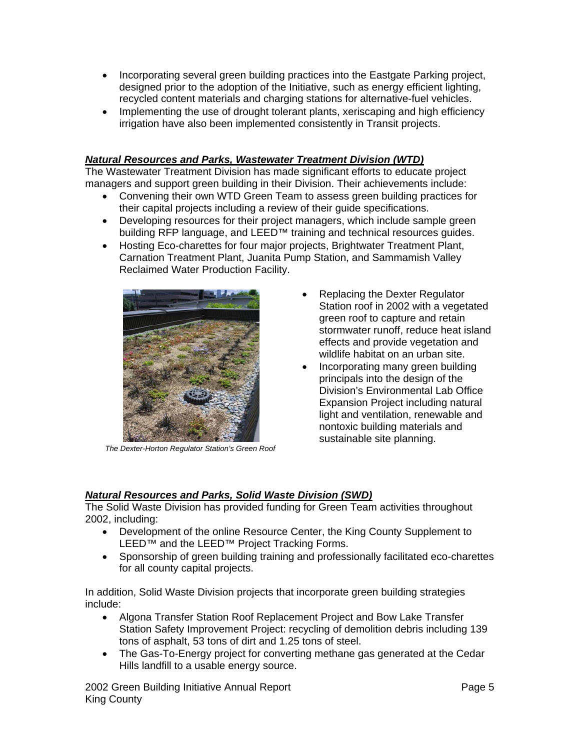- Incorporating several green building practices into the Eastgate Parking project, designed prior to the adoption of the Initiative, such as energy efficient lighting, recycled content materials and charging stations for alternative-fuel vehicles.
- Implementing the use of drought tolerant plants, xeriscaping and high efficiency irrigation have also been implemented consistently in Transit projects.

### ***Natural Resources and Parks, Wastewater Treatment Division (WTD)***

The Wastewater Treatment Division has made significant efforts to educate project managers and support green building in their Division. Their achievements include:

- Convening their own WTD Green Team to assess green building practices for their capital projects including a review of their guide specifications.
- Developing resources for their project managers, which include sample green building RFP language, and LEED™ training and technical resources guides.
- Hosting Eco-charettes for four major projects, Brightwater Treatment Plant, Carnation Treatment Plant, Juanita Pump Station, and Sammamish Valley Reclaimed Water Production Facility.
- Replacing the Dexter Regulator Station roof in 2002 with a vegetated green roof to capture and retain stormwater runoff, reduce heat island effects and provide vegetation and wildlife habitat on an urban site.
- Incorporating many green building principals into the design of the Division's Environmental Lab Office Expansion Project including natural light and ventilation, renewable and nontoxic building materials and sustainable site planning.

*The Dexter-Horton Regulator Station's Green Roof*

### ***Natural Resources and Parks, Solid Waste Division (SWD)***

The Solid Waste Division has provided funding for Green Team activities throughout 2002, including:

- Development of the online Resource Center, the King County Supplement to LEED™ and the LEED™ Project Tracking Forms.
- Sponsorship of green building training and professionally facilitated eco-charettes for all county capital projects.

In addition, Solid Waste Division projects that incorporate green building strategies include:

- Algona Transfer Station Roof Replacement Project and Bow Lake Transfer Station Safety Improvement Project: recycling of demolition debris including 139 tons of asphalt, 53 tons of dirt and 1.25 tons of steel.
- The Gas-To-Energy project for converting methane gas generated at the Cedar Hills landfill to a usable energy source.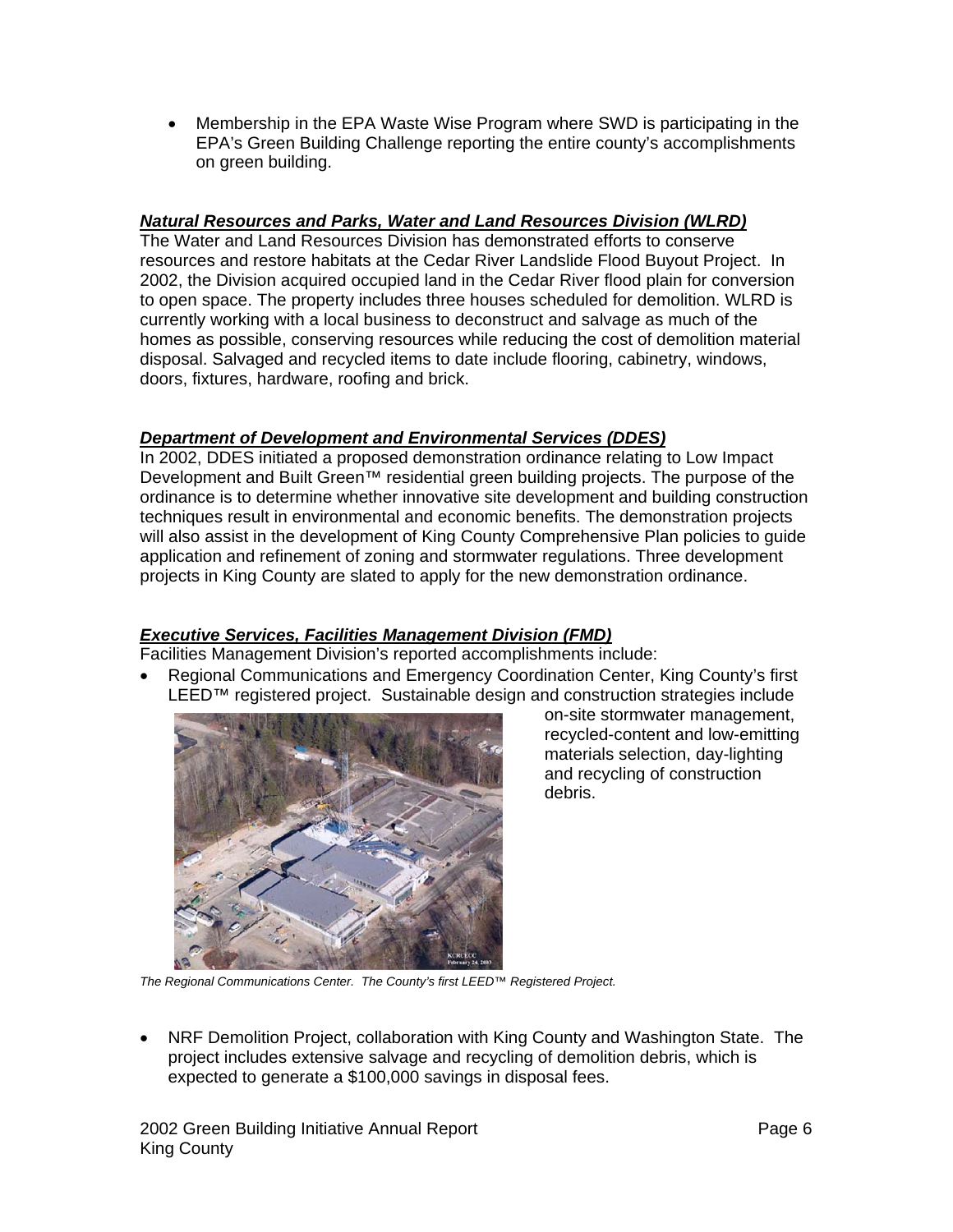- Membership in the EPA Waste Wise Program where SWD is participating in the EPA's Green Building Challenge reporting the entire county's accomplishments on green building.

***Natural Resources and Parks, Water and Land Resources Division (WLRD)***

The Water and Land Resources Division has demonstrated efforts to conserve resources and restore habitats at the Cedar River Landslide Flood Buyout Project. In 2002, the Division acquired occupied land in the Cedar River flood plain for conversion to open space. The property includes three houses scheduled for demolition. WLRD is currently working with a local business to deconstruct and salvage as much of the homes as possible, conserving resources while reducing the cost of demolition material disposal. Salvaged and recycled items to date include flooring, cabinetry, windows, doors, fixtures, hardware, roofing and brick.

***Department of Development and Environmental Services (DDES)***

In 2002, DDES initiated a proposed demonstration ordinance relating to Low Impact Development and Built Green™ residential green building projects. The purpose of the ordinance is to determine whether innovative site development and building construction techniques result in environmental and economic benefits. The demonstration projects will also assist in the development of King County Comprehensive Plan policies to guide application and refinement of zoning and stormwater regulations. Three development projects in King County are slated to apply for the new demonstration ordinance.

***Executive Services, Facilities Management Division (FMD)***

Facilities Management Division's reported accomplishments include:

- Regional Communications and Emergency Coordination Center, King County's first LEED™ registered project. Sustainable design and construction strategies include on-site stormwater management, recycled-content and low-emitting materials selection, day-lighting and recycling of construction debris.

*The Regional Communications Center. The County's first LEED™ Registered Project.*

- NRF Demolition Project, collaboration with King County and Washington State. The project includes extensive salvage and recycling of demolition debris, which is expected to generate a $100,000 savings in disposal fees.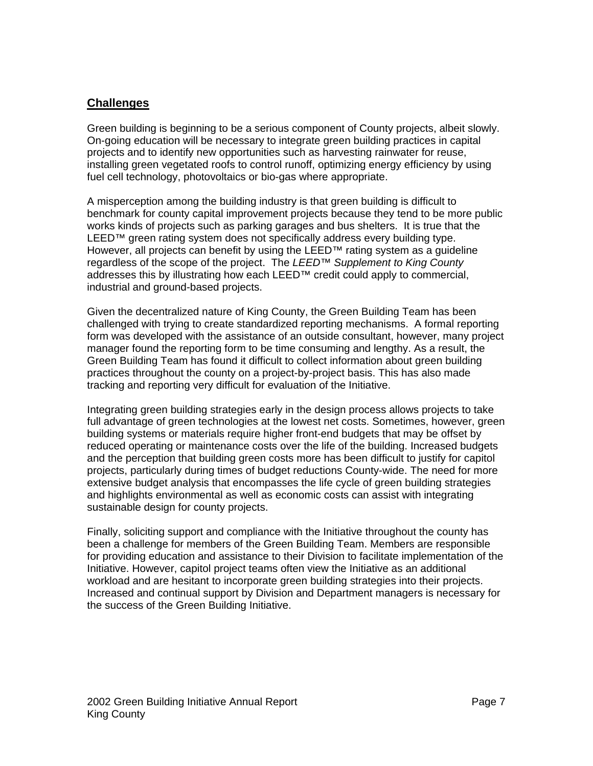## **Challenges**

Green building is beginning to be a serious component of County projects, albeit slowly. On-going education will be necessary to integrate green building practices in capital projects and to identify new opportunities such as harvesting rainwater for reuse, installing green vegetated roofs to control runoff, optimizing energy efficiency by using fuel cell technology, photovoltaics or bio-gas where appropriate.

A misperception among the building industry is that green building is difficult to benchmark for county capital improvement projects because they tend to be more public works kinds of projects such as parking garages and bus shelters. It is true that the LEED™ green rating system does not specifically address every building type. However, all projects can benefit by using the LEED™ rating system as a guideline regardless of the scope of the project. The *LEED™ Supplement to King County* addresses this by illustrating how each LEED™ credit could apply to commercial, industrial and ground-based projects.

Given the decentralized nature of King County, the Green Building Team has been challenged with trying to create standardized reporting mechanisms. A formal reporting form was developed with the assistance of an outside consultant, however, many project manager found the reporting form to be time consuming and lengthy. As a result, the Green Building Team has found it difficult to collect information about green building practices throughout the county on a project-by-project basis. This has also made tracking and reporting very difficult for evaluation of the Initiative.

Integrating green building strategies early in the design process allows projects to take full advantage of green technologies at the lowest net costs. Sometimes, however, green building systems or materials require higher front-end budgets that may be offset by reduced operating or maintenance costs over the life of the building. Increased budgets and the perception that building green costs more has been difficult to justify for capitol projects, particularly during times of budget reductions County-wide. The need for more extensive budget analysis that encompasses the life cycle of green building strategies and highlights environmental as well as economic costs can assist with integrating sustainable design for county projects.

Finally, soliciting support and compliance with the Initiative throughout the county has been a challenge for members of the Green Building Team. Members are responsible for providing education and assistance to their Division to facilitate implementation of the Initiative. However, capitol project teams often view the Initiative as an additional workload and are hesitant to incorporate green building strategies into their projects. Increased and continual support by Division and Department managers is necessary for the success of the Green Building Initiative.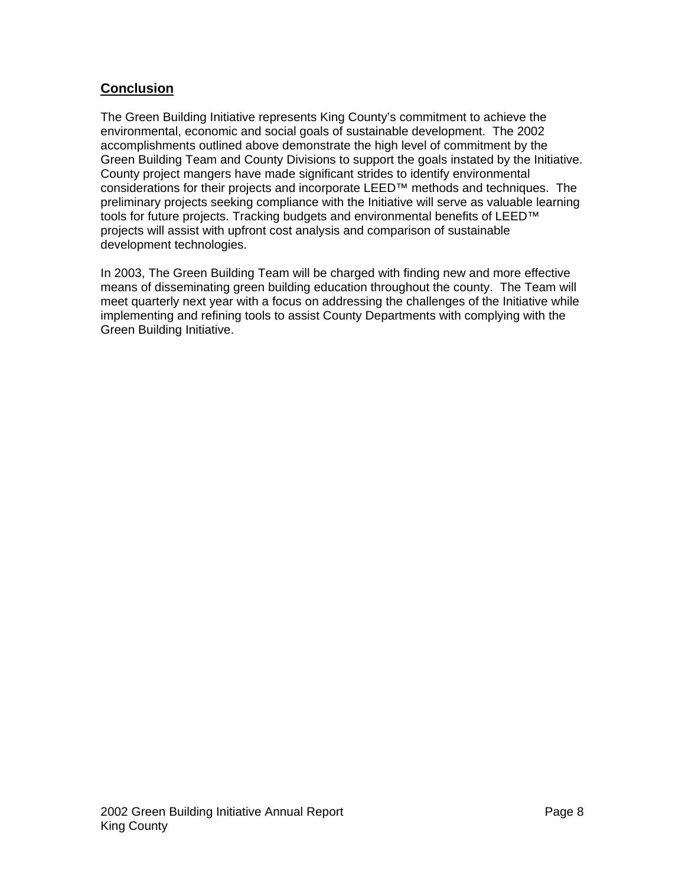## **Conclusion**

The Green Building Initiative represents King County's commitment to achieve the environmental, economic and social goals of sustainable development. The 2002 accomplishments outlined above demonstrate the high level of commitment by the Green Building Team and County Divisions to support the goals instated by the Initiative. County project mangers have made significant strides to identify environmental considerations for their projects and incorporate LEED™ methods and techniques. The preliminary projects seeking compliance with the Initiative will serve as valuable learning tools for future projects. Tracking budgets and environmental benefits of LEED™ projects will assist with upfront cost analysis and comparison of sustainable development technologies.

In 2003, The Green Building Team will be charged with finding new and more effective means of disseminating green building education throughout the county. The Team will meet quarterly next year with a focus on addressing the challenges of the Initiative while implementing and refining tools to assist County Departments with complying with the Green Building Initiative.